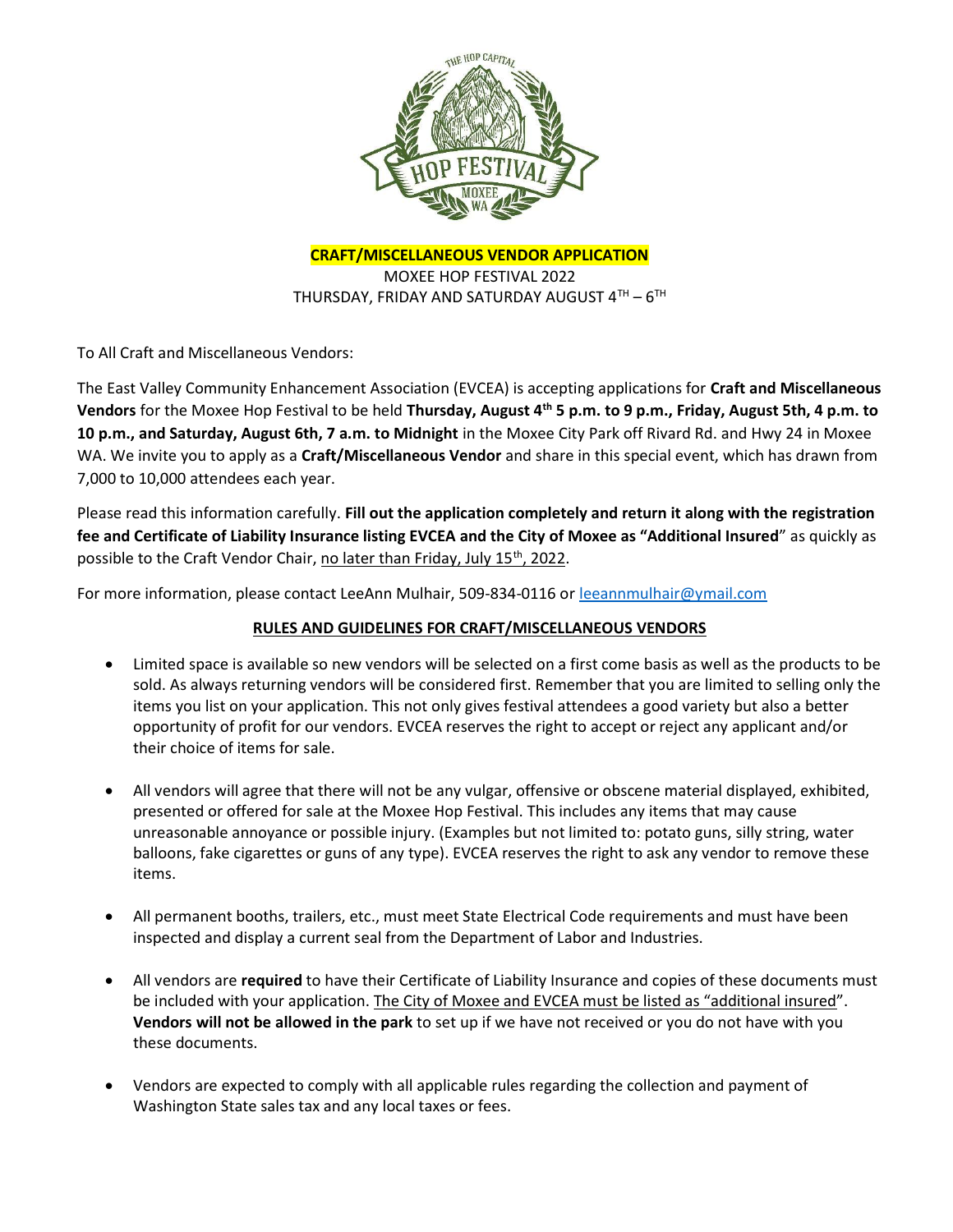**CRAFT/MISCELLANEOUS VENDOR APPLICATION**

MOXEE HOP FESTIVAL 2022

THURSDAY, FRIDAY AND SATURDAY AUGUST 4TH – 6TH

To All Craft and Miscellaneous Vendors:

The East Valley Community Enhancement Association (EVCEA) is accepting applications for **Craft and Miscellaneous Vendors** for the Moxee Hop Festival to be held **Thursday, August 4th 5 p.m. to 9 p.m., Friday, August 5th, 4 p.m. to 10 p.m., and Saturday, August 6th, 7 a.m. to Midnight** in the Moxee City Park off Rivard Rd. and Hwy 24 in Moxee WA. We invite you to apply as a **Craft/Miscellaneous Vendor** and share in this special event, which has drawn from 7,000 to 10,000 attendees each year.

Please read this information carefully. **Fill out the application completely and return it along with the registration fee and Certificate of Liability Insurance listing EVCEA and the City of Moxee as "Additional Insured**" as quickly as possible to the Craft Vendor Chair, no later than Friday, July 15th, 2022.

For more information, please contact LeeAnn Mulhair, 509-834-0116 or leeannmulhair@ymail.com

## RULES AND GUIDELINES FOR CRAFT/MISCELLANEOUS VENDORS

- Limited space is available so new vendors will be selected on a first come basis as well as the products to be sold. As always returning vendors will be considered first. Remember that you are limited to selling only the items you list on your application. This not only gives festival attendees a good variety but also a better opportunity of profit for our vendors. EVCEA reserves the right to accept or reject any applicant and/or their choice of items for sale.

- All vendors will agree that there will not be any vulgar, offensive or obscene material displayed, exhibited, presented or offered for sale at the Moxee Hop Festival. This includes any items that may cause unreasonable annoyance or possible injury. (Examples but not limited to: potato guns, silly string, water balloons, fake cigarettes or guns of any type). EVCEA reserves the right to ask any vendor to remove these items.

- All permanent booths, trailers, etc., must meet State Electrical Code requirements and must have been inspected and display a current seal from the Department of Labor and Industries.

- All vendors are **required** to have their Certificate of Liability Insurance and copies of these documents must be included with your application. The City of Moxee and EVCEA must be listed as "additional insured". **Vendors will not be allowed in the park** to set up if we have not received or you do not have with you these documents.

- Vendors are expected to comply with all applicable rules regarding the collection and payment of Washington State sales tax and any local taxes or fees.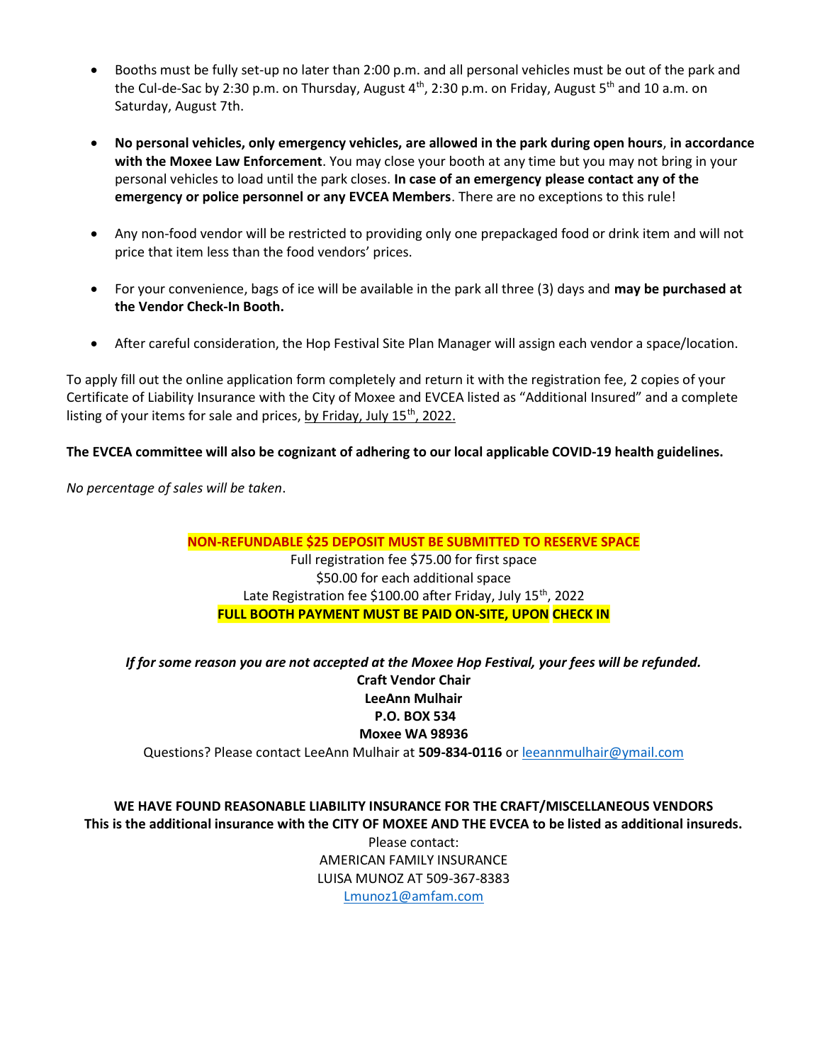- Booths must be fully set-up no later than 2:00 p.m. and all personal vehicles must be out of the park and the Cul-de-Sac by 2:30 p.m. on Thursday, August 4th, 2:30 p.m. on Friday, August 5th and 10 a.m. on Saturday, August 7th.

- **No personal vehicles, only emergency vehicles, are allowed in the park during open hours**, **in accordance with the Moxee Law Enforcement**. You may close your booth at any time but you may not bring in your personal vehicles to load until the park closes. **In case of an emergency please contact any of the emergency or police personnel or any EVCEA Members**. There are no exceptions to this rule!

- Any non-food vendor will be restricted to providing only one prepackaged food or drink item and will not price that item less than the food vendors' prices.

- For your convenience, bags of ice will be available in the park all three (3) days and **may be purchased at the Vendor Check-In Booth.**

- After careful consideration, the Hop Festival Site Plan Manager will assign each vendor a space/location.

To apply fill out the online application form completely and return it with the registration fee, 2 copies of your Certificate of Liability Insurance with the City of Moxee and EVCEA listed as "Additional Insured" and a complete listing of your items for sale and prices, by Friday, July 15th, 2022.

**The EVCEA committee will also be cognizant of adhering to our local applicable COVID-19 health guidelines.**

*No percentage of sales will be taken*.

**NON-REFUNDABLE $25 DEPOSIT MUST BE SUBMITTED TO RESERVE SPACE**

Full registration fee $75.00 for first space

$50.00 for each additional space

Late Registration fee $100.00 after Friday, July 15th, 2022

**FULL BOOTH PAYMENT MUST BE PAID ON-SITE, UPON CHECK IN**

***If for some reason you are not accepted at the Moxee Hop Festival, your fees will be refunded.***

**Craft Vendor Chair**

**LeeAnn Mulhair**

**P.O. BOX 534**

**Moxee WA 98936**

Questions? Please contact LeeAnn Mulhair at **509-834-0116** or leeannmulhair@ymail.com

**WE HAVE FOUND REASONABLE LIABILITY INSURANCE FOR THE CRAFT/MISCELLANEOUS VENDORS**

**This is the additional insurance with the CITY OF MOXEE AND THE EVCEA to be listed as additional insureds.**

Please contact:

AMERICAN FAMILY INSURANCE

LUISA MUNOZ AT 509-367-8383

Lmunoz1@amfam.com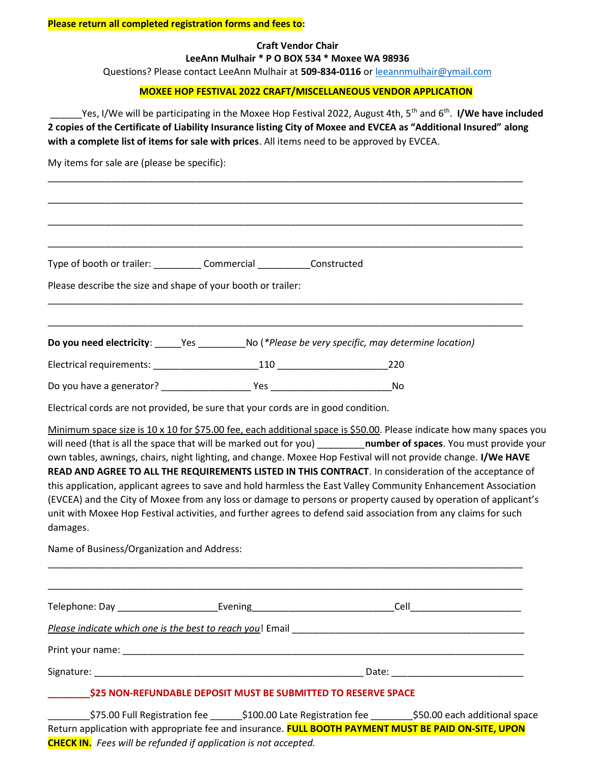**Please return all completed registration forms and fees to:**

**Craft Vendor Chair**
**LeeAnn Mulhair * P O BOX 534 * Moxee WA 98936**
Questions? Please contact LeeAnn Mulhair at **509-834-0116** or leeannmulhair@ymail.com

**MOXEE HOP FESTIVAL 2022 CRAFT/MISCELLANEOUS VENDOR APPLICATION**

______Yes, I/We will be participating in the Moxee Hop Festival 2022, August 4th, 5th and 6th. **I/We have included 2 copies of the Certificate of Liability Insurance listing City of Moxee and EVCEA as "Additional Insured" along with a complete list of items for sale with prices**. All items need to be approved by EVCEA.

My items for sale are (please be specific):

_____________________________________________________________________________________

_____________________________________________________________________________________

_____________________________________________________________________________________

_____________________________________________________________________________________

Type of booth or trailer: _________ Commercial __________Constructed

Please describe the size and shape of your booth or trailer:

_____________________________________________________________________________________

_____________________________________________________________________________________

**Do you need electricity**: _____Yes _________No (*\*Please be very specific, may determine location)*

Electrical requirements: ____________________110 _____________________220

Do you have a generator? _________________ Yes _______________________No

Electrical cords are not provided, be sure that your cords are in good condition.

Minimum space size is 10 x 10 for $75.00 fee, each additional space is $50.00. Please indicate how many spaces you will need (that is all the space that will be marked out for you) _________**number of spaces**. You must provide your own tables, awnings, chairs, night lighting, and change. Moxee Hop Festival will not provide change. **I/We HAVE READ AND AGREE TO ALL THE REQUIREMENTS LISTED IN THIS CONTRACT**. In consideration of the acceptance of this application, applicant agrees to save and hold harmless the East Valley Community Enhancement Association (EVCEA) and the City of Moxee from any loss or damage to persons or property caused by operation of applicant's unit with Moxee Hop Festival activities, and further agrees to defend said association from any claims for such damages.

Name of Business/Organization and Address:

_____________________________________________________________________________________

_____________________________________________________________________________________

Telephone: Day ___________________Evening__________________________Cell_____________________

*Please indicate which one is the best to reach you*! Email ____________________________________________

Print your name: _____________________________________________________________________________

Signature: _____________________________________________________ Date: _________________________

**________$25 NON-REFUNDABLE DEPOSIT MUST BE SUBMITTED TO RESERVE SPACE**

________$75.00 Full Registration fee ______$100.00 Late Registration fee ________$50.00 each additional space

Return application with appropriate fee and insurance. **FULL BOOTH PAYMENT MUST BE PAID ON-SITE, UPON CHECK IN.** *Fees will be refunded if application is not accepted.*